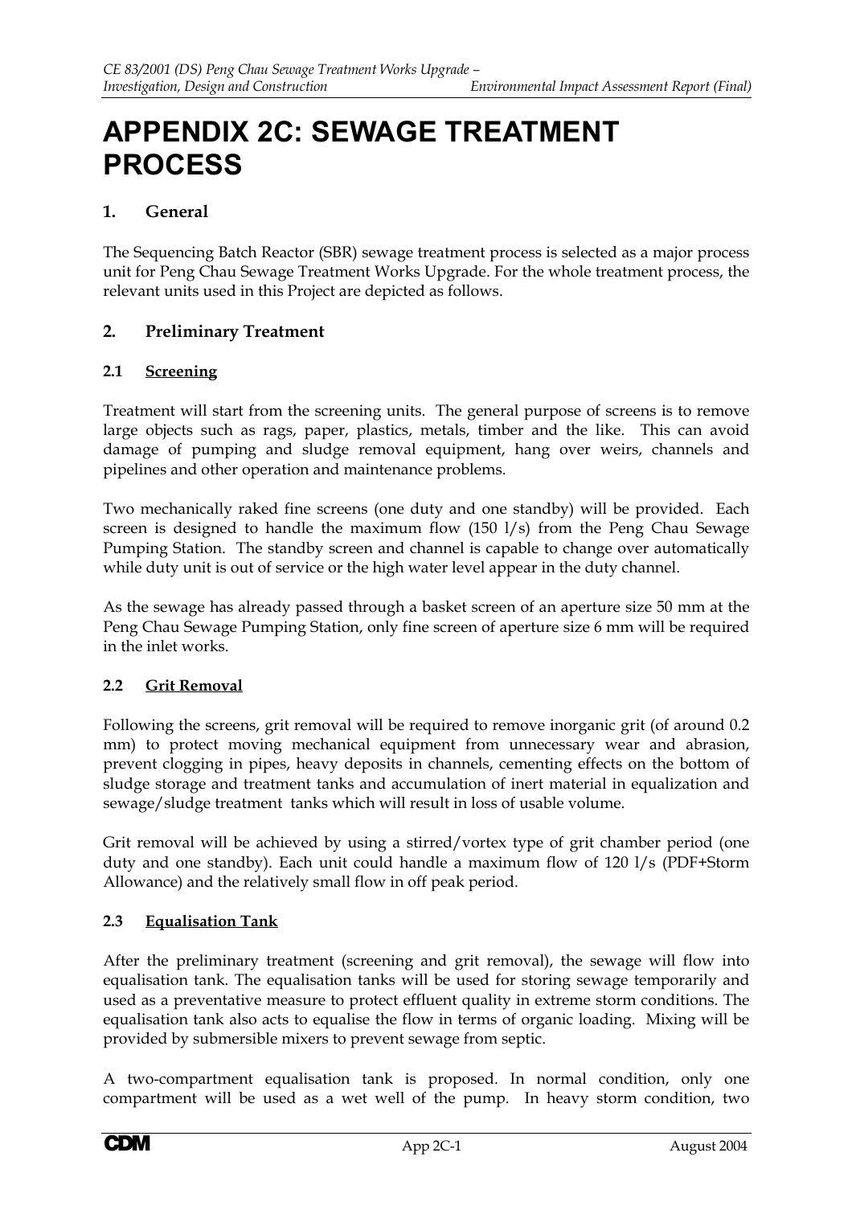# APPENDIX 2C: SEWAGE TREATMENT PROCESS

## 1. General

The Sequencing Batch Reactor (SBR) sewage treatment process is selected as a major process unit for Peng Chau Sewage Treatment Works Upgrade. For the whole treatment process, the relevant units used in this Project are depicted as follows.

## 2. Preliminary Treatment

### 2.1 Screening

Treatment will start from the screening units. The general purpose of screens is to remove large objects such as rags, paper, plastics, metals, timber and the like. This can avoid damage of pumping and sludge removal equipment, hang over weirs, channels and pipelines and other operation and maintenance problems.

Two mechanically raked fine screens (one duty and one standby) will be provided. Each screen is designed to handle the maximum flow (150 l/s) from the Peng Chau Sewage Pumping Station. The standby screen and channel is capable to change over automatically while duty unit is out of service or the high water level appear in the duty channel.

As the sewage has already passed through a basket screen of an aperture size 50 mm at the Peng Chau Sewage Pumping Station, only fine screen of aperture size 6 mm will be required in the inlet works.

### 2.2 Grit Removal

Following the screens, grit removal will be required to remove inorganic grit (of around 0.2 mm) to protect moving mechanical equipment from unnecessary wear and abrasion, prevent clogging in pipes, heavy deposits in channels, cementing effects on the bottom of sludge storage and treatment tanks and accumulation of inert material in equalization and sewage/sludge treatment tanks which will result in loss of usable volume.

Grit removal will be achieved by using a stirred/vortex type of grit chamber period (one duty and one standby). Each unit could handle a maximum flow of 120 l/s (PDF+Storm Allowance) and the relatively small flow in off peak period.

### 2.3 Equalisation Tank

After the preliminary treatment (screening and grit removal), the sewage will flow into equalisation tank. The equalisation tanks will be used for storing sewage temporarily and used as a preventative measure to protect effluent quality in extreme storm conditions. The equalisation tank also acts to equalise the flow in terms of organic loading. Mixing will be provided by submersible mixers to prevent sewage from septic.

A two-compartment equalisation tank is proposed. In normal condition, only one compartment will be used as a wet well of the pump. In heavy storm condition, two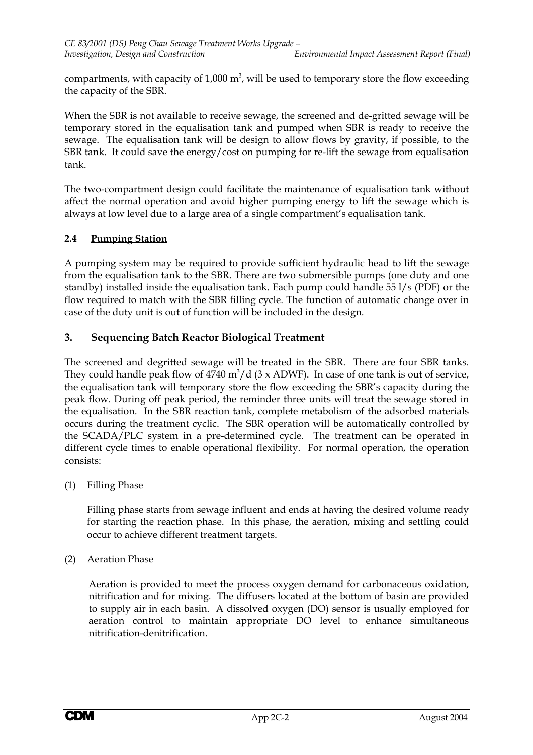compartments, with capacity of 1,000 $m^3$, will be used to temporary store the flow exceeding the capacity of the SBR.

When the SBR is not available to receive sewage, the screened and de-gritted sewage will be temporary stored in the equalisation tank and pumped when SBR is ready to receive the sewage. The equalisation tank will be design to allow flows by gravity, if possible, to the SBR tank. It could save the energy/cost on pumping for re-lift the sewage from equalisation tank.

The two-compartment design could facilitate the maintenance of equalisation tank without affect the normal operation and avoid higher pumping energy to lift the sewage which is always at low level due to a large area of a single compartment's equalisation tank.

### 2.4 Pumping Station

A pumping system may be required to provide sufficient hydraulic head to lift the sewage from the equalisation tank to the SBR. There are two submersible pumps (one duty and one standby) installed inside the equalisation tank. Each pump could handle 55 l/s (PDF) or the flow required to match with the SBR filling cycle. The function of automatic change over in case of the duty unit is out of function will be included in the design.

## 3. Sequencing Batch Reactor Biological Treatment

The screened and degritted sewage will be treated in the SBR. There are four SBR tanks. They could handle peak flow of 4740 $m^3/d$ (3 x ADWF). In case of one tank is out of service, the equalisation tank will temporary store the flow exceeding the SBR's capacity during the peak flow. During off peak period, the reminder three units will treat the sewage stored in the equalisation. In the SBR reaction tank, complete metabolism of the adsorbed materials occurs during the treatment cyclic. The SBR operation will be automatically controlled by the SCADA/PLC system in a pre-determined cycle. The treatment can be operated in different cycle times to enable operational flexibility. For normal operation, the operation consists:

(1) Filling Phase

Filling phase starts from sewage influent and ends at having the desired volume ready for starting the reaction phase. In this phase, the aeration, mixing and settling could occur to achieve different treatment targets.

(2) Aeration Phase

Aeration is provided to meet the process oxygen demand for carbonaceous oxidation, nitrification and for mixing. The diffusers located at the bottom of basin are provided to supply air in each basin. A dissolved oxygen (DO) sensor is usually employed for aeration control to maintain appropriate DO level to enhance simultaneous nitrification-denitrification.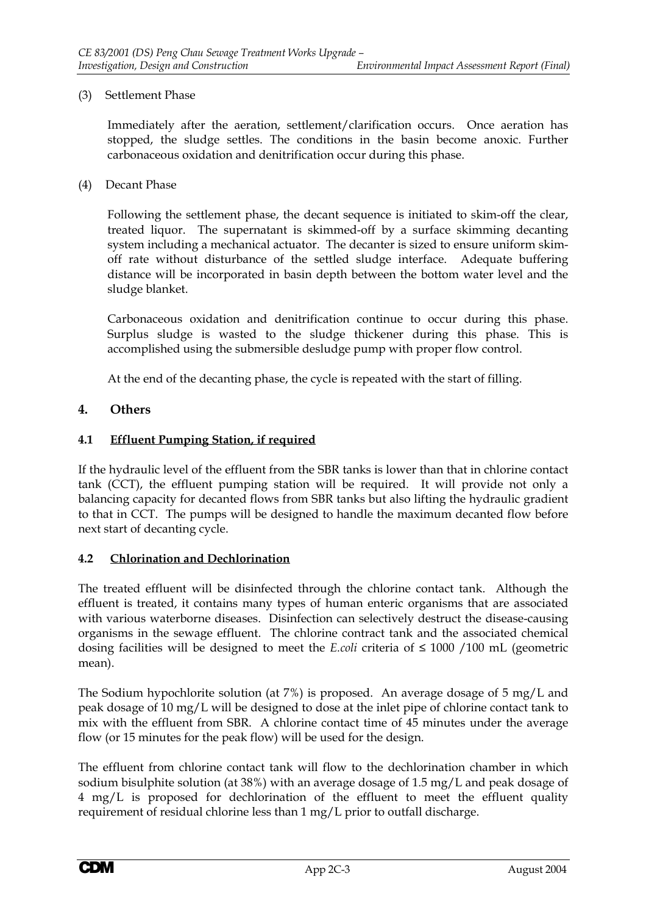(3) Settlement Phase

Immediately after the aeration, settlement/clarification occurs. Once aeration has stopped, the sludge settles. The conditions in the basin become anoxic. Further carbonaceous oxidation and denitrification occur during this phase.

(4) Decant Phase

Following the settlement phase, the decant sequence is initiated to skim-off the clear, treated liquor. The supernatant is skimmed-off by a surface skimming decanting system including a mechanical actuator. The decanter is sized to ensure uniform skim-off rate without disturbance of the settled sludge interface. Adequate buffering distance will be incorporated in basin depth between the bottom water level and the sludge blanket.

Carbonaceous oxidation and denitrification continue to occur during this phase. Surplus sludge is wasted to the sludge thickener during this phase. This is accomplished using the submersible desludge pump with proper flow control.

At the end of the decanting phase, the cycle is repeated with the start of filling.

## 4. Others

### 4.1 Effluent Pumping Station, if required

If the hydraulic level of the effluent from the SBR tanks is lower than that in chlorine contact tank (CCT), the effluent pumping station will be required. It will provide not only a balancing capacity for decanted flows from SBR tanks but also lifting the hydraulic gradient to that in CCT. The pumps will be designed to handle the maximum decanted flow before next start of decanting cycle.

### 4.2 Chlorination and Dechlorination

The treated effluent will be disinfected through the chlorine contact tank. Although the effluent is treated, it contains many types of human enteric organisms that are associated with various waterborne diseases. Disinfection can selectively destruct the disease-causing organisms in the sewage effluent. The chlorine contract tank and the associated chemical dosing facilities will be designed to meet the *E.coli* criteria of ≤ 1000 /100 mL (geometric mean).

The Sodium hypochlorite solution (at 7%) is proposed. An average dosage of 5 mg/L and peak dosage of 10 mg/L will be designed to dose at the inlet pipe of chlorine contact tank to mix with the effluent from SBR. A chlorine contact time of 45 minutes under the average flow (or 15 minutes for the peak flow) will be used for the design.

The effluent from chlorine contact tank will flow to the dechlorination chamber in which sodium bisulphite solution (at 38%) with an average dosage of 1.5 mg/L and peak dosage of 4 mg/L is proposed for dechlorination of the effluent to meet the effluent quality requirement of residual chlorine less than 1 mg/L prior to outfall discharge.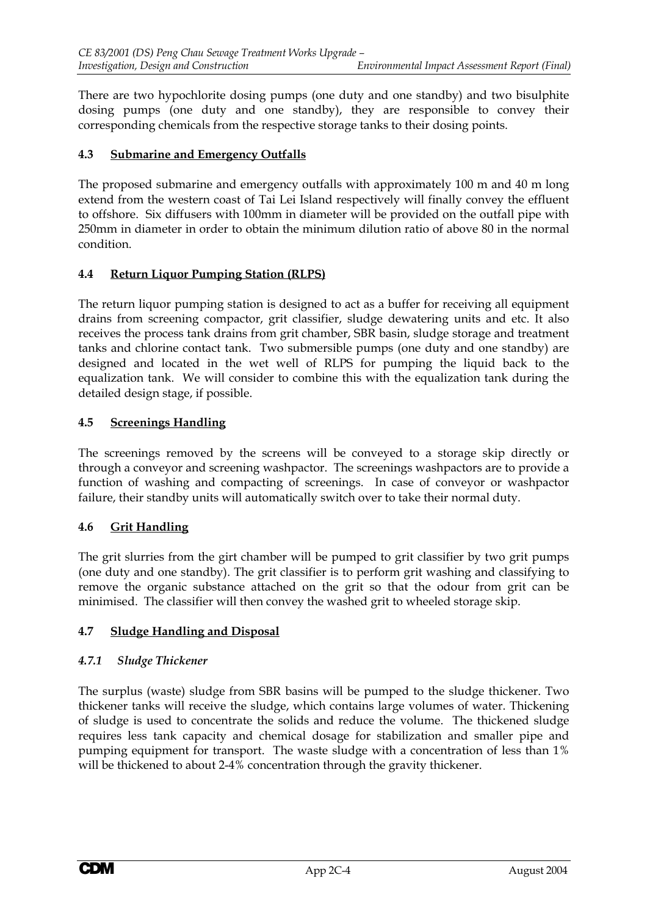There are two hypochlorite dosing pumps (one duty and one standby) and two bisulphite dosing pumps (one duty and one standby), they are responsible to convey their corresponding chemicals from the respective storage tanks to their dosing points.

### 4.3 Submarine and Emergency Outfalls

The proposed submarine and emergency outfalls with approximately 100 m and 40 m long extend from the western coast of Tai Lei Island respectively will finally convey the effluent to offshore. Six diffusers with 100mm in diameter will be provided on the outfall pipe with 250mm in diameter in order to obtain the minimum dilution ratio of above 80 in the normal condition.

### 4.4 Return Liquor Pumping Station (RLPS)

The return liquor pumping station is designed to act as a buffer for receiving all equipment drains from screening compactor, grit classifier, sludge dewatering units and etc. It also receives the process tank drains from grit chamber, SBR basin, sludge storage and treatment tanks and chlorine contact tank. Two submersible pumps (one duty and one standby) are designed and located in the wet well of RLPS for pumping the liquid back to the equalization tank. We will consider to combine this with the equalization tank during the detailed design stage, if possible.

### 4.5 Screenings Handling

The screenings removed by the screens will be conveyed to a storage skip directly or through a conveyor and screening washpactor. The screenings washpactors are to provide a function of washing and compacting of screenings. In case of conveyor or washpactor failure, their standby units will automatically switch over to take their normal duty.

### 4.6 Grit Handling

The grit slurries from the girt chamber will be pumped to grit classifier by two grit pumps (one duty and one standby). The grit classifier is to perform grit washing and classifying to remove the organic substance attached on the grit so that the odour from grit can be minimised. The classifier will then convey the washed grit to wheeled storage skip.

### 4.7 Sludge Handling and Disposal

#### *4.7.1 Sludge Thickener*

The surplus (waste) sludge from SBR basins will be pumped to the sludge thickener. Two thickener tanks will receive the sludge, which contains large volumes of water. Thickening of sludge is used to concentrate the solids and reduce the volume. The thickened sludge requires less tank capacity and chemical dosage for stabilization and smaller pipe and pumping equipment for transport. The waste sludge with a concentration of less than 1% will be thickened to about 2-4% concentration through the gravity thickener.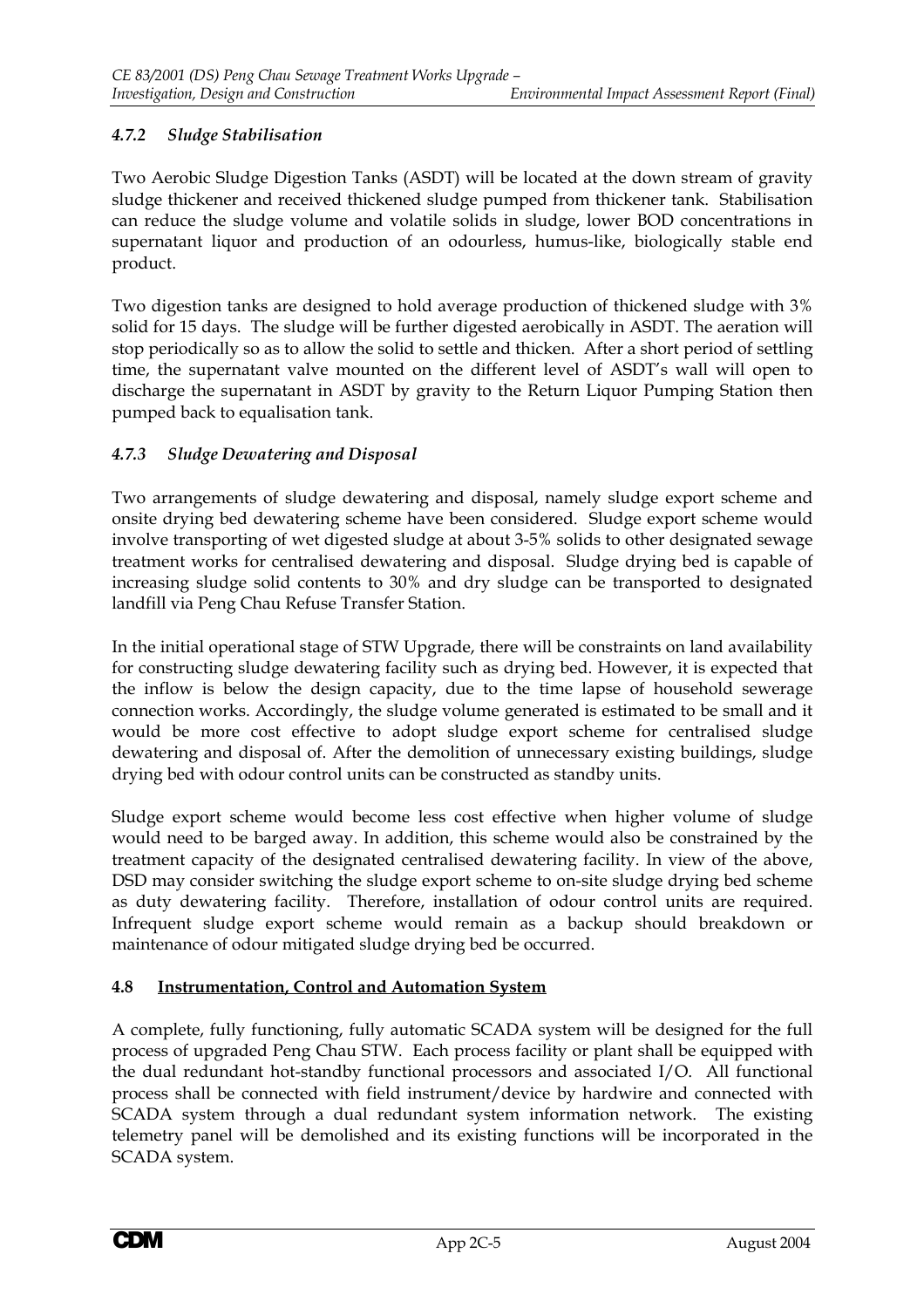#### *4.7.2 Sludge Stabilisation*

Two Aerobic Sludge Digestion Tanks (ASDT) will be located at the down stream of gravity sludge thickener and received thickened sludge pumped from thickener tank. Stabilisation can reduce the sludge volume and volatile solids in sludge, lower BOD concentrations in supernatant liquor and production of an odourless, humus-like, biologically stable end product.

Two digestion tanks are designed to hold average production of thickened sludge with 3% solid for 15 days. The sludge will be further digested aerobically in ASDT. The aeration will stop periodically so as to allow the solid to settle and thicken. After a short period of settling time, the supernatant valve mounted on the different level of ASDT's wall will open to discharge the supernatant in ASDT by gravity to the Return Liquor Pumping Station then pumped back to equalisation tank.

#### *4.7.3 Sludge Dewatering and Disposal*

Two arrangements of sludge dewatering and disposal, namely sludge export scheme and onsite drying bed dewatering scheme have been considered. Sludge export scheme would involve transporting of wet digested sludge at about 3-5% solids to other designated sewage treatment works for centralised dewatering and disposal. Sludge drying bed is capable of increasing sludge solid contents to 30% and dry sludge can be transported to designated landfill via Peng Chau Refuse Transfer Station.

In the initial operational stage of STW Upgrade, there will be constraints on land availability for constructing sludge dewatering facility such as drying bed. However, it is expected that the inflow is below the design capacity, due to the time lapse of household sewerage connection works. Accordingly, the sludge volume generated is estimated to be small and it would be more cost effective to adopt sludge export scheme for centralised sludge dewatering and disposal of. After the demolition of unnecessary existing buildings, sludge drying bed with odour control units can be constructed as standby units.

Sludge export scheme would become less cost effective when higher volume of sludge would need to be barged away. In addition, this scheme would also be constrained by the treatment capacity of the designated centralised dewatering facility. In view of the above, DSD may consider switching the sludge export scheme to on-site sludge drying bed scheme as duty dewatering facility. Therefore, installation of odour control units are required. Infrequent sludge export scheme would remain as a backup should breakdown or maintenance of odour mitigated sludge drying bed be occurred.

### **4.8 <u>Instrumentation, Control and Automation System</u>**

A complete, fully functioning, fully automatic SCADA system will be designed for the full process of upgraded Peng Chau STW. Each process facility or plant shall be equipped with the dual redundant hot-standby functional processors and associated I/O. All functional process shall be connected with field instrument/device by hardwire and connected with SCADA system through a dual redundant system information network. The existing telemetry panel will be demolished and its existing functions will be incorporated in the SCADA system.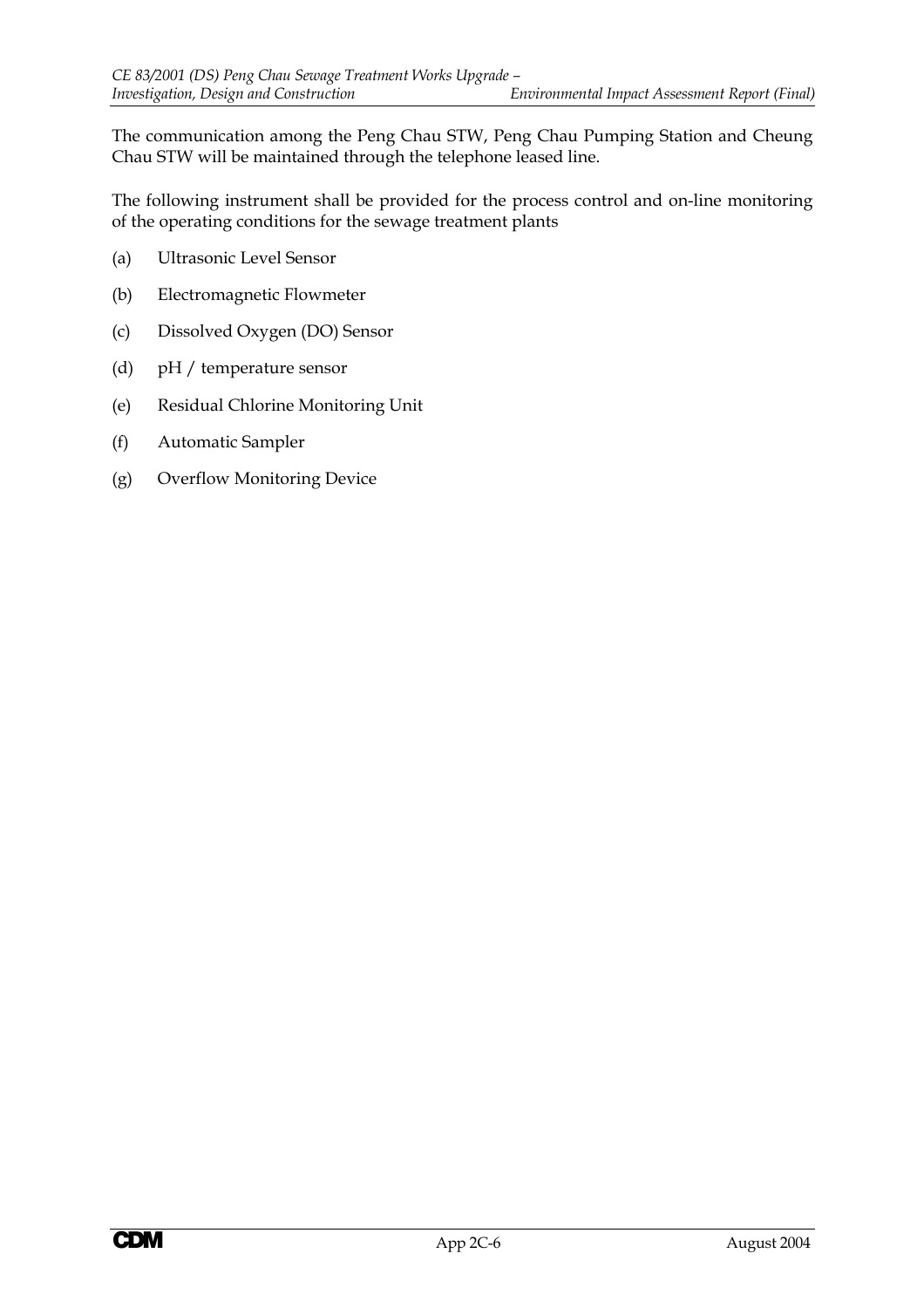The communication among the Peng Chau STW, Peng Chau Pumping Station and Cheung Chau STW will be maintained through the telephone leased line.

The following instrument shall be provided for the process control and on-line monitoring of the operating conditions for the sewage treatment plants

(a) Ultrasonic Level Sensor

(b) Electromagnetic Flowmeter

(c) Dissolved Oxygen (DO) Sensor

(d) pH / temperature sensor

(e) Residual Chlorine Monitoring Unit

(f) Automatic Sampler

(g) Overflow Monitoring Device